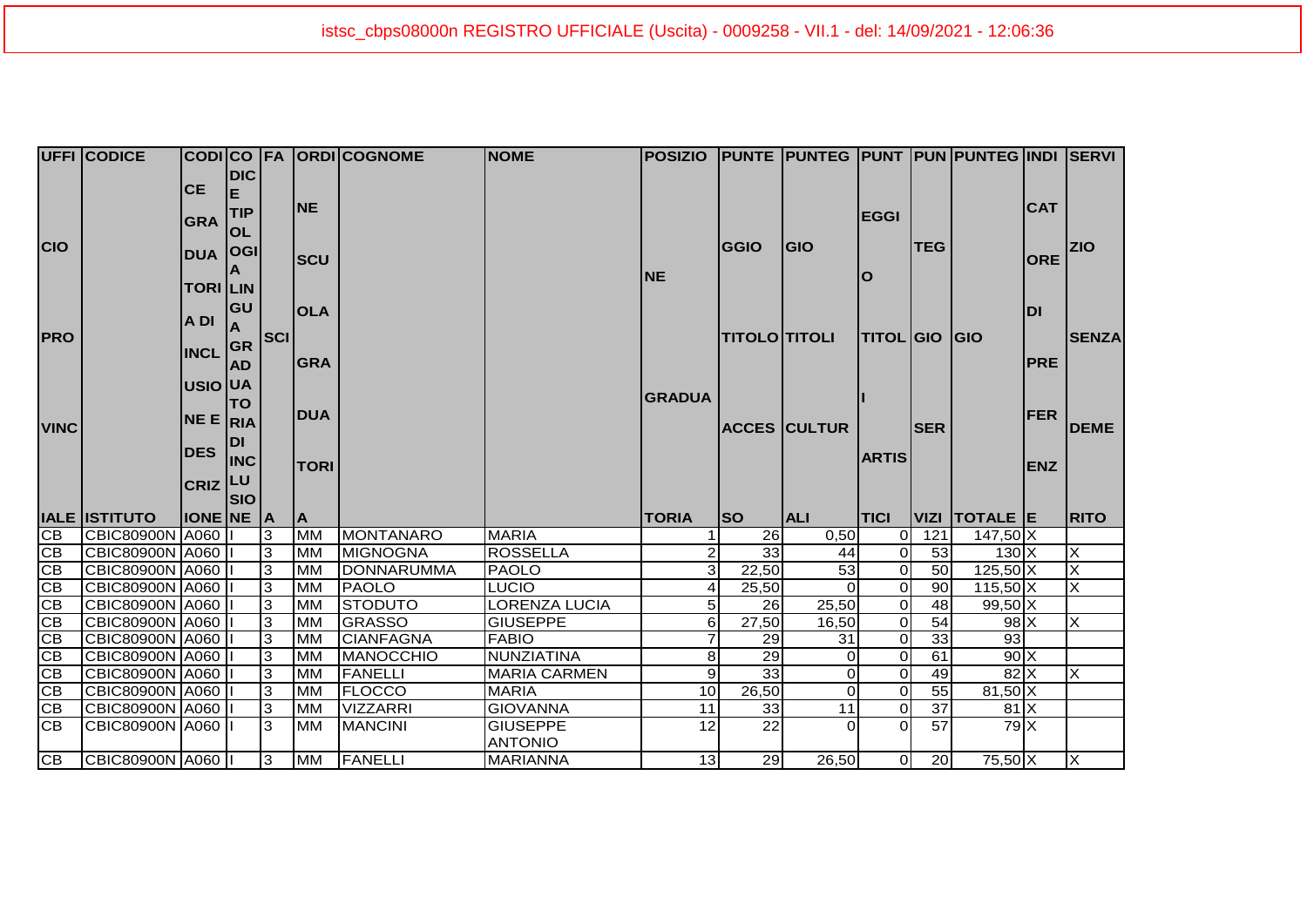istsc_cbps08000n REGISTRO UFFICIALE (Uscita) - 0009258 - VII.1 - del: 14/09/2021 - 12:06:36

| UFFICIO PROVINCIALE | CODICE ISTITUTO | CODICE GRADUATORIA DI INCLUSIONE E DESCRIZIONE | CODICE TIPOLOGIA LINGUA GRADUATORIA DI INCLUSIONE | FASCIA | ORDINE SCUOLA GRADUATORIA | COGNOME | NOME | POSIZIONE GRADUATORIA | PUNTEGGIO TITOLO ACCESSO | PUNTEGGIO TITOLI CULTURALI | PUNTEGGIO TITOLI ARTISTICI | PUNTEGGIO SERVIZI | PUNTEGGIO TOTALE | INDICATORE DI PREFERENZE | SERVIZIO SENZA DEMERITO |
|---|---|---|---|---|---|---|---|---|---|---|---|---|---|---|---|
| CB | CBIC80900N | A060 | I | 3 | MM | MONTANARO | MARIA | 1 | 26 | 0,50 | 0 | 121 | 147,50 | X | |
| CB | CBIC80900N | A060 | I | 3 | MM | MIGNOGNA | ROSSELLA | 2 | 33 | 44 | 0 | 53 | 130 | X | X |
| CB | CBIC80900N | A060 | I | 3 | MM | DONNARUMMA | PAOLO | 3 | 22,50 | 53 | 0 | 50 | 125,50 | X | X |
| CB | CBIC80900N | A060 | I | 3 | MM | PAOLO | LUCIO | 4 | 25,50 | 0 | 0 | 90 | 115,50 | X | X |
| CB | CBIC80900N | A060 | I | 3 | MM | STODUTO | LORENZA LUCIA | 5 | 26 | 25,50 | 0 | 48 | 99,50 | X | |
| CB | CBIC80900N | A060 | I | 3 | MM | GRASSO | GIUSEPPE | 6 | 27,50 | 16,50 | 0 | 54 | 98 | X | X |
| CB | CBIC80900N | A060 | I | 3 | MM | CIANFAGNA | FABIO | 7 | 29 | 31 | 0 | 33 | 93 | | |
| CB | CBIC80900N | A060 | I | 3 | MM | MANOCCHIO | NUNZIATINA | 8 | 29 | 0 | 0 | 61 | 90 | X | |
| CB | CBIC80900N | A060 | I | 3 | MM | FANELLI | MARIA CARMEN | 9 | 33 | 0 | 0 | 49 | 82 | X | X |
| CB | CBIC80900N | A060 | I | 3 | MM | FLOCCO | MARIA | 10 | 26,50 | 0 | 0 | 55 | 81,50 | X | |
| CB | CBIC80900N | A060 | I | 3 | MM | VIZZARRI | GIOVANNA | 11 | 33 | 11 | 0 | 37 | 81 | X | |
| CB | CBIC80900N | A060 | I | 3 | MM | MANCINI | GIUSEPPE ANTONIO | 12 | 22 | 0 | 0 | 57 | 79 | X | |
| CB | CBIC80900N | A060 | I | 3 | MM | FANELLI | MARIANNA | 13 | 29 | 26,50 | 0 | 20 | 75,50 | X | X |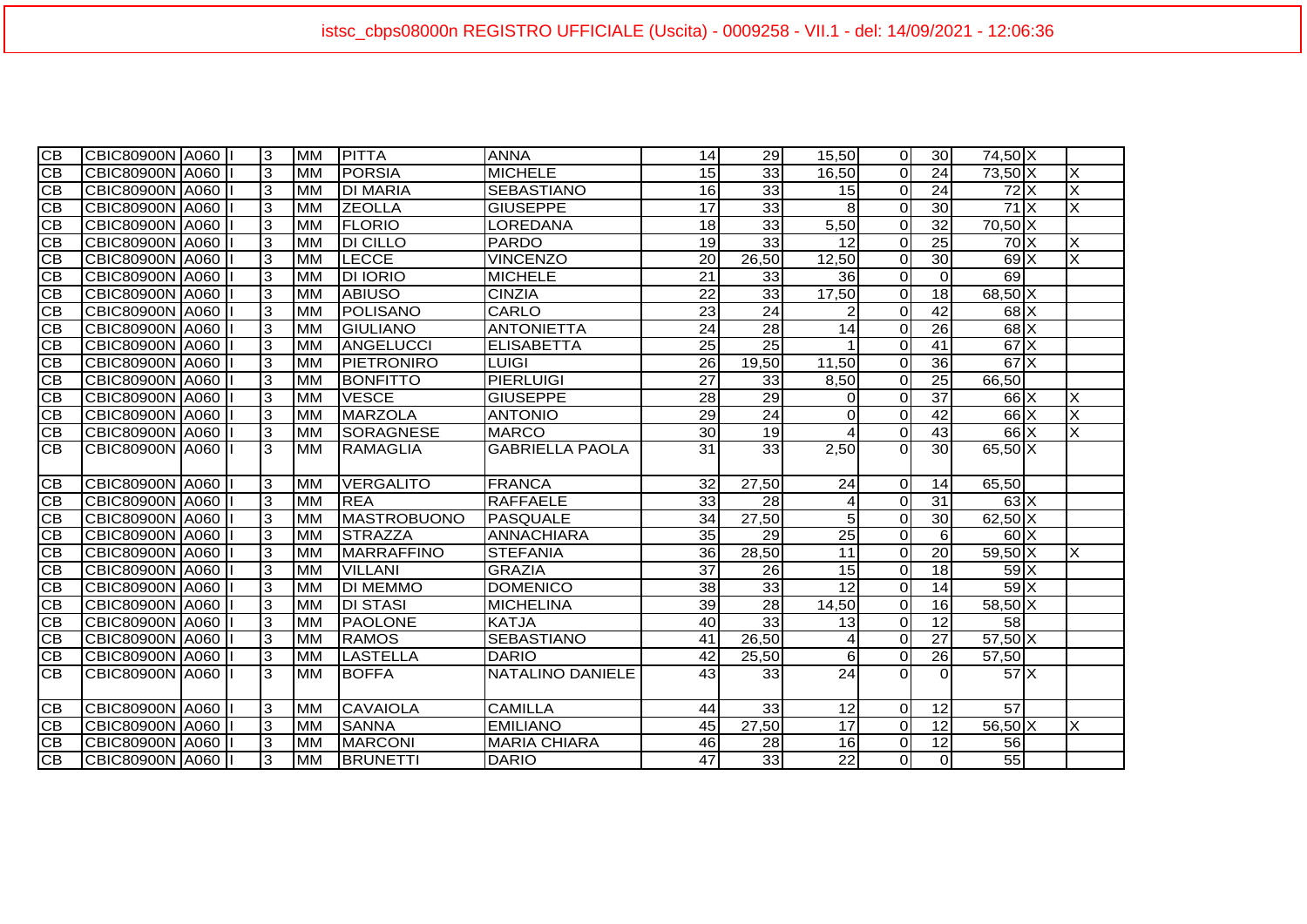istsc_cbps08000n REGISTRO UFFICIALE (Uscita) - 0009258 - VII.1 - del: 14/09/2021 - 12:06:36

| | | | | | | | | | | | | | | | | |
|---|---|---|---|---|---|---|---|---|---|---|---|---|---|---|---|---|
| CB | CBIC80900N | A060 | I | | 3 | MM | PITTA | ANNA | 14 | 29 | 15,50 | 0 | 30 | 74,50 | X | |
| CB | CBIC80900N | A060 | I | | 3 | MM | PORSIA | MICHELE | 15 | 33 | 16,50 | 0 | 24 | 73,50 | X | X |
| CB | CBIC80900N | A060 | I | | 3 | MM | DI MARIA | SEBASTIANO | 16 | 33 | 15 | 0 | 24 | 72 | X | X |
| CB | CBIC80900N | A060 | I | | 3 | MM | ZEOLLA | GIUSEPPE | 17 | 33 | 8 | 0 | 30 | 71 | X | X |
| CB | CBIC80900N | A060 | I | | 3 | MM | FLORIO | LOREDANA | 18 | 33 | 5,50 | 0 | 32 | 70,50 | X | |
| CB | CBIC80900N | A060 | I | | 3 | MM | DI CILLO | PARDO | 19 | 33 | 12 | 0 | 25 | 70 | X | X |
| CB | CBIC80900N | A060 | I | | 3 | MM | LECCE | VINCENZO | 20 | 26,50 | 12,50 | 0 | 30 | 69 | X | X |
| CB | CBIC80900N | A060 | I | | 3 | MM | DI IORIO | MICHELE | 21 | 33 | 36 | 0 | 0 | 69 | | |
| CB | CBIC80900N | A060 | I | | 3 | MM | ABIUSO | CINZIA | 22 | 33 | 17,50 | 0 | 18 | 68,50 | X | |
| CB | CBIC80900N | A060 | I | | 3 | MM | POLISANO | CARLO | 23 | 24 | 2 | 0 | 42 | 68 | X | |
| CB | CBIC80900N | A060 | I | | 3 | MM | GIULIANO | ANTONIETTA | 24 | 28 | 14 | 0 | 26 | 68 | X | |
| CB | CBIC80900N | A060 | I | | 3 | MM | ANGELUCCI | ELISABETTA | 25 | 25 | 1 | 0 | 41 | 67 | X | |
| CB | CBIC80900N | A060 | I | | 3 | MM | PIETRONIRO | LUIGI | 26 | 19,50 | 11,50 | 0 | 36 | 67 | X | |
| CB | CBIC80900N | A060 | I | | 3 | MM | BONFITTO | PIERLUIGI | 27 | 33 | 8,50 | 0 | 25 | 66,50 | | |
| CB | CBIC80900N | A060 | I | | 3 | MM | VESCE | GIUSEPPE | 28 | 29 | 0 | 0 | 37 | 66 | X | X |
| CB | CBIC80900N | A060 | I | | 3 | MM | MARZOLA | ANTONIO | 29 | 24 | 0 | 0 | 42 | 66 | X | X |
| CB | CBIC80900N | A060 | I | | 3 | MM | SORAGNESE | MARCO | 30 | 19 | 4 | 0 | 43 | 66 | X | X |
| CB | CBIC80900N | A060 | I | | 3 | MM | RAMAGLIA | GABRIELLA PAOLA | 31 | 33 | 2,50 | 0 | 30 | 65,50 | X | |
| CB | CBIC80900N | A060 | I | | 3 | MM | VERGALITO | FRANCA | 32 | 27,50 | 24 | 0 | 14 | 65,50 | | |
| CB | CBIC80900N | A060 | I | | 3 | MM | REA | RAFFAELE | 33 | 28 | 4 | 0 | 31 | 63 | X | |
| CB | CBIC80900N | A060 | I | | 3 | MM | MASTROBUONO | PASQUALE | 34 | 27,50 | 5 | 0 | 30 | 62,50 | X | |
| CB | CBIC80900N | A060 | I | | 3 | MM | STRAZZA | ANNACHIARA | 35 | 29 | 25 | 0 | 6 | 60 | X | |
| CB | CBIC80900N | A060 | I | | 3 | MM | MARRAFFINO | STEFANIA | 36 | 28,50 | 11 | 0 | 20 | 59,50 | X | X |
| CB | CBIC80900N | A060 | I | | 3 | MM | VILLANI | GRAZIA | 37 | 26 | 15 | 0 | 18 | 59 | X | |
| CB | CBIC80900N | A060 | I | | 3 | MM | DI MEMMO | DOMENICO | 38 | 33 | 12 | 0 | 14 | 59 | X | |
| CB | CBIC80900N | A060 | I | | 3 | MM | DI STASI | MICHELINA | 39 | 28 | 14,50 | 0 | 16 | 58,50 | X | |
| CB | CBIC80900N | A060 | I | | 3 | MM | PAOLONE | KATJA | 40 | 33 | 13 | 0 | 12 | 58 | | |
| CB | CBIC80900N | A060 | I | | 3 | MM | RAMOS | SEBASTIANO | 41 | 26,50 | 4 | 0 | 27 | 57,50 | X | |
| CB | CBIC80900N | A060 | I | | 3 | MM | LASTELLA | DARIO | 42 | 25,50 | 6 | 0 | 26 | 57,50 | | |
| CB | CBIC80900N | A060 | I | | 3 | MM | BOFFA | NATALINO DANIELE | 43 | 33 | 24 | 0 | 0 | 57 | X | |
| CB | CBIC80900N | A060 | I | | 3 | MM | CAVAIOLA | CAMILLA | 44 | 33 | 12 | 0 | 12 | 57 | | |
| CB | CBIC80900N | A060 | I | | 3 | MM | SANNA | EMILIANO | 45 | 27,50 | 17 | 0 | 12 | 56,50 | X | X |
| CB | CBIC80900N | A060 | I | | 3 | MM | MARCONI | MARIA CHIARA | 46 | 28 | 16 | 0 | 12 | 56 | | |
| CB | CBIC80900N | A060 | I | | 3 | MM | BRUNETTI | DARIO | 47 | 33 | 22 | 0 | 0 | 55 | | |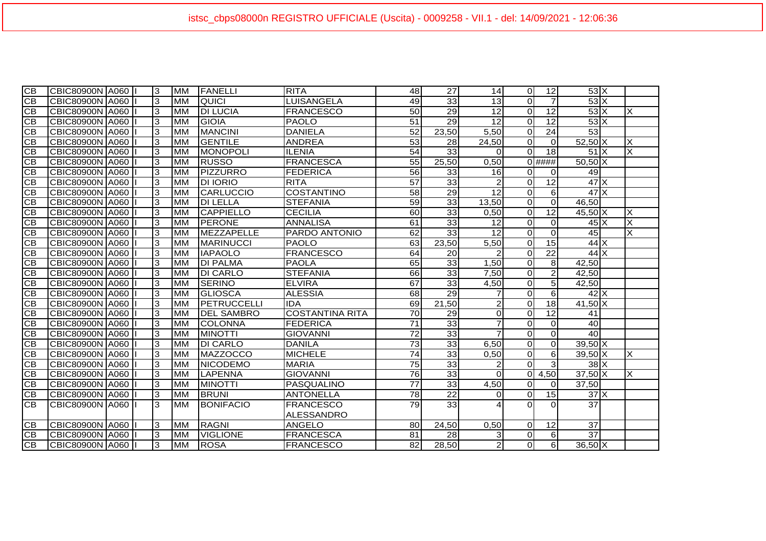| | | | | | | | | | | | | | | | |
|---|---|---|---|---|---|---|---|---|---|---|---|---|---|---|---|
| CB | CBIC80900N | A060 | I | 3 | MM | FANELLI | RITA | 48 | 27 | 14 | 0 | 12 | 53 | X | |
| CB | CBIC80900N | A060 | I | 3 | MM | QUICI | LUISANGELA | 49 | 33 | 13 | 0 | 7 | 53 | X | |
| CB | CBIC80900N | A060 | I | 3 | MM | DI LUCIA | FRANCESCO | 50 | 29 | 12 | 0 | 12 | 53 | X | X |
| CB | CBIC80900N | A060 | I | 3 | MM | GIOIA | PAOLO | 51 | 29 | 12 | 0 | 12 | 53 | X | |
| CB | CBIC80900N | A060 | I | 3 | MM | MANCINI | DANIELA | 52 | 23,50 | 5,50 | 0 | 24 | 53 | | |
| CB | CBIC80900N | A060 | I | 3 | MM | GENTILE | ANDREA | 53 | 28 | 24,50 | 0 | 0 | 52,50 | X | X |
| CB | CBIC80900N | A060 | I | 3 | MM | MONOPOLI | ILENIA | 54 | 33 | 0 | 0 | 18 | 51 | X | X |
| CB | CBIC80900N | A060 | I | 3 | MM | RUSSO | FRANCESCA | 55 | 25,50 | 0,50 | 0 | #### | 50,50 | X | |
| CB | CBIC80900N | A060 | I | 3 | MM | PIZZURRO | FEDERICA | 56 | 33 | 16 | 0 | 0 | 49 | | |
| CB | CBIC80900N | A060 | I | 3 | MM | DI IORIO | RITA | 57 | 33 | 2 | 0 | 12 | 47 | X | |
| CB | CBIC80900N | A060 | I | 3 | MM | CARLUCCIO | COSTANTINO | 58 | 29 | 12 | 0 | 6 | 47 | X | |
| CB | CBIC80900N | A060 | I | 3 | MM | DI LELLA | STEFANIA | 59 | 33 | 13,50 | 0 | 0 | 46,50 | | |
| CB | CBIC80900N | A060 | I | 3 | MM | CAPPIELLO | CECILIA | 60 | 33 | 0,50 | 0 | 12 | 45,50 | X | X |
| CB | CBIC80900N | A060 | I | 3 | MM | PERONE | ANNALISA | 61 | 33 | 12 | 0 | 0 | 45 | X | X |
| CB | CBIC80900N | A060 | I | 3 | MM | MEZZAPELLE | PARDO ANTONIO | 62 | 33 | 12 | 0 | 0 | 45 | | X |
| CB | CBIC80900N | A060 | I | 3 | MM | MARINUCCI | PAOLO | 63 | 23,50 | 5,50 | 0 | 15 | 44 | X | |
| CB | CBIC80900N | A060 | I | 3 | MM | IAPAOLO | FRANCESCO | 64 | 20 | 2 | 0 | 22 | 44 | X | |
| CB | CBIC80900N | A060 | I | 3 | MM | DI PALMA | PAOLA | 65 | 33 | 1,50 | 0 | 8 | 42,50 | | |
| CB | CBIC80900N | A060 | I | 3 | MM | DI CARLO | STEFANIA | 66 | 33 | 7,50 | 0 | 2 | 42,50 | | |
| CB | CBIC80900N | A060 | I | 3 | MM | SERINO | ELVIRA | 67 | 33 | 4,50 | 0 | 5 | 42,50 | | |
| CB | CBIC80900N | A060 | I | 3 | MM | GLIOSCA | ALESSIA | 68 | 29 | 7 | 0 | 6 | 42 | X | |
| CB | CBIC80900N | A060 | I | 3 | MM | PETRUCCELLI | IDA | 69 | 21,50 | 2 | 0 | 18 | 41,50 | X | |
| CB | CBIC80900N | A060 | I | 3 | MM | DEL SAMBRO | COSTANTINA RITA | 70 | 29 | 0 | 0 | 12 | 41 | | |
| CB | CBIC80900N | A060 | I | 3 | MM | COLONNA | FEDERICA | 71 | 33 | 7 | 0 | 0 | 40 | | |
| CB | CBIC80900N | A060 | I | 3 | MM | MINOTTI | GIOVANNI | 72 | 33 | 7 | 0 | 0 | 40 | | |
| CB | CBIC80900N | A060 | I | 3 | MM | DI CARLO | DANILA | 73 | 33 | 6,50 | 0 | 0 | 39,50 | X | |
| CB | CBIC80900N | A060 | I | 3 | MM | MAZZOCCO | MICHELE | 74 | 33 | 0,50 | 0 | 6 | 39,50 | X | X |
| CB | CBIC80900N | A060 | I | 3 | MM | NICODEMO | MARIA | 75 | 33 | 2 | 0 | 3 | 38 | X | |
| CB | CBIC80900N | A060 | I | 3 | MM | LAPENNA | GIOVANNI | 76 | 33 | 0 | 0 | 4,50 | 37,50 | X | X |
| CB | CBIC80900N | A060 | I | 3 | MM | MINOTTI | PASQUALINO | 77 | 33 | 4,50 | 0 | 0 | 37,50 | | |
| CB | CBIC80900N | A060 | I | 3 | MM | BRUNI | ANTONELLA | 78 | 22 | 0 | 0 | 15 | 37 | X | |
| CB | CBIC80900N | A060 | I | 3 | MM | BONIFACIO | FRANCESCO ALESSANDRO | 79 | 33 | 4 | 0 | 0 | 37 | | |
| CB | CBIC80900N | A060 | I | 3 | MM | RAGNI | ANGELO | 80 | 24,50 | 0,50 | 0 | 12 | 37 | | |
| CB | CBIC80900N | A060 | I | 3 | MM | VIGLIONE | FRANCESCA | 81 | 28 | 3 | 0 | 6 | 37 | | |
| CB | CBIC80900N | A060 | I | 3 | MM | ROSA | FRANCESCO | 82 | 28,50 | 2 | 0 | 6 | 36,50 | X | |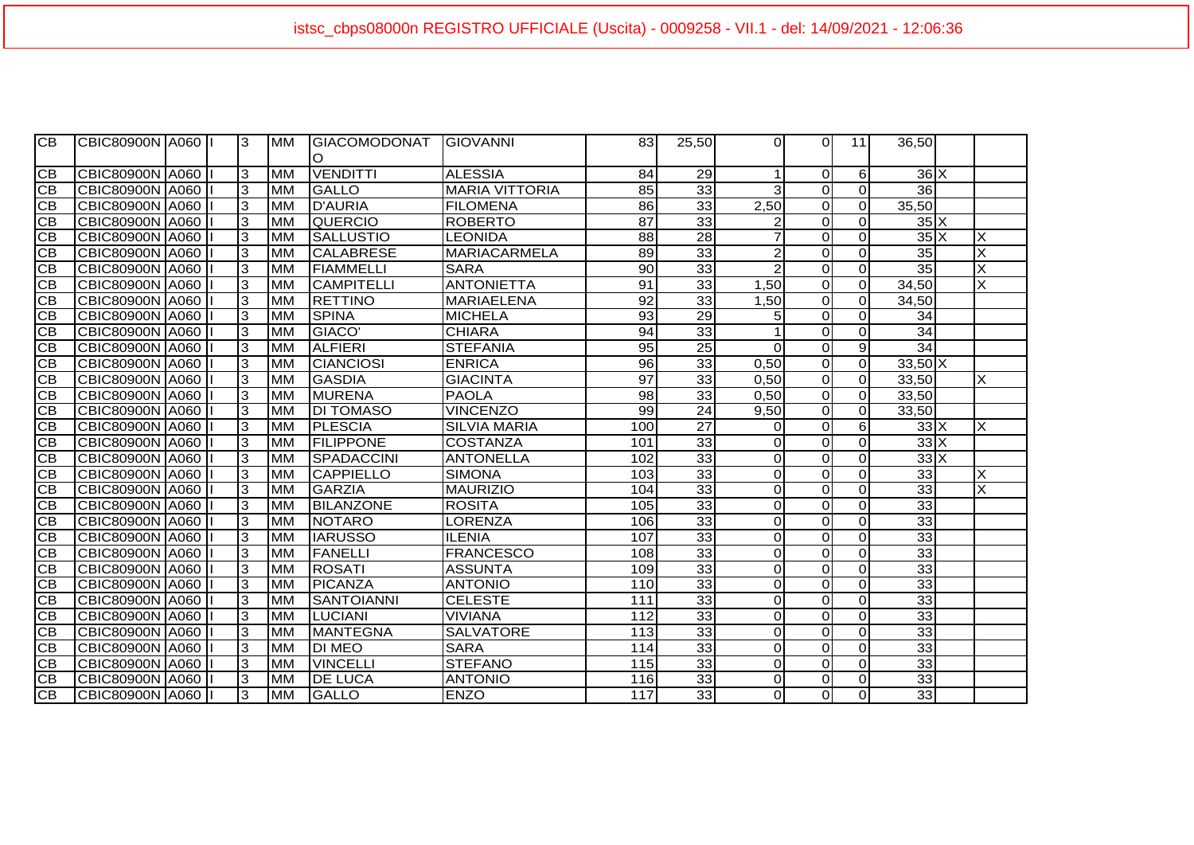| | | | | | | | | | | | | | | | | |
|---|---|---|---|---|---|---|---|---|---|---|---|---|---|---|---|---|
| CB | CBIC80900N | A060 | I | | 3 | MM | GIACOMODONATO | GIOVANNI | 83 | 25,50 | 0 | 0 | 11 | 36,50 | | |
| CB | CBIC80900N | A060 | I | | 3 | MM | VENDITTI | ALESSIA | 84 | 29 | 1 | 0 | 6 | 36 | X | |
| CB | CBIC80900N | A060 | I | | 3 | MM | GALLO | MARIA VITTORIA | 85 | 33 | 3 | 0 | 0 | 36 | | |
| CB | CBIC80900N | A060 | I | | 3 | MM | D'AURIA | FILOMENA | 86 | 33 | 2,50 | 0 | 0 | 35,50 | | |
| CB | CBIC80900N | A060 | I | | 3 | MM | QUERCIO | ROBERTO | 87 | 33 | 2 | 0 | 0 | 35 | X | |
| CB | CBIC80900N | A060 | I | | 3 | MM | SALLUSTIO | LEONIDA | 88 | 28 | 7 | 0 | 0 | 35 | X | X |
| CB | CBIC80900N | A060 | I | | 3 | MM | CALABRESE | MARIACARMELA | 89 | 33 | 2 | 0 | 0 | 35 | | X |
| CB | CBIC80900N | A060 | I | | 3 | MM | FIAMMELLI | SARA | 90 | 33 | 2 | 0 | 0 | 35 | | X |
| CB | CBIC80900N | A060 | I | | 3 | MM | CAMPITELLI | ANTONIETTA | 91 | 33 | 1,50 | 0 | 0 | 34,50 | | X |
| CB | CBIC80900N | A060 | I | | 3 | MM | RETTINO | MARIAELENA | 92 | 33 | 1,50 | 0 | 0 | 34,50 | | |
| CB | CBIC80900N | A060 | I | | 3 | MM | SPINA | MICHELA | 93 | 29 | 5 | 0 | 0 | 34 | | |
| CB | CBIC80900N | A060 | I | | 3 | MM | GIACO' | CHIARA | 94 | 33 | 1 | 0 | 0 | 34 | | |
| CB | CBIC80900N | A060 | I | | 3 | MM | ALFIERI | STEFANIA | 95 | 25 | 0 | 0 | 9 | 34 | | |
| CB | CBIC80900N | A060 | I | | 3 | MM | CIANCIOSI | ENRICA | 96 | 33 | 0,50 | 0 | 0 | 33,50 | X | |
| CB | CBIC80900N | A060 | I | | 3 | MM | GASDIA | GIACINTA | 97 | 33 | 0,50 | 0 | 0 | 33,50 | | X |
| CB | CBIC80900N | A060 | I | | 3 | MM | MURENA | PAOLA | 98 | 33 | 0,50 | 0 | 0 | 33,50 | | |
| CB | CBIC80900N | A060 | I | | 3 | MM | DI TOMASO | VINCENZO | 99 | 24 | 9,50 | 0 | 0 | 33,50 | | |
| CB | CBIC80900N | A060 | I | | 3 | MM | PLESCIA | SILVIA MARIA | 100 | 27 | 0 | 0 | 6 | 33 | X | X |
| CB | CBIC80900N | A060 | I | | 3 | MM | FILIPPONE | COSTANZA | 101 | 33 | 0 | 0 | 0 | 33 | X | |
| CB | CBIC80900N | A060 | I | | 3 | MM | SPADACCINI | ANTONELLA | 102 | 33 | 0 | 0 | 0 | 33 | X | |
| CB | CBIC80900N | A060 | I | | 3 | MM | CAPPIELLO | SIMONA | 103 | 33 | 0 | 0 | 0 | 33 | | X |
| CB | CBIC80900N | A060 | I | | 3 | MM | GARZIA | MAURIZIO | 104 | 33 | 0 | 0 | 0 | 33 | | X |
| CB | CBIC80900N | A060 | I | | 3 | MM | BILANZONE | ROSITA | 105 | 33 | 0 | 0 | 0 | 33 | | |
| CB | CBIC80900N | A060 | I | | 3 | MM | NOTARO | LORENZA | 106 | 33 | 0 | 0 | 0 | 33 | | |
| CB | CBIC80900N | A060 | I | | 3 | MM | IARUSSO | ILENIA | 107 | 33 | 0 | 0 | 0 | 33 | | |
| CB | CBIC80900N | A060 | I | | 3 | MM | FANELLI | FRANCESCO | 108 | 33 | 0 | 0 | 0 | 33 | | |
| CB | CBIC80900N | A060 | I | | 3 | MM | ROSATI | ASSUNTA | 109 | 33 | 0 | 0 | 0 | 33 | | |
| CB | CBIC80900N | A060 | I | | 3 | MM | PICANZA | ANTONIO | 110 | 33 | 0 | 0 | 0 | 33 | | |
| CB | CBIC80900N | A060 | I | | 3 | MM | SANTOIANNI | CELESTE | 111 | 33 | 0 | 0 | 0 | 33 | | |
| CB | CBIC80900N | A060 | I | | 3 | MM | LUCIANI | VIVIANA | 112 | 33 | 0 | 0 | 0 | 33 | | |
| CB | CBIC80900N | A060 | I | | 3 | MM | MANTEGNA | SALVATORE | 113 | 33 | 0 | 0 | 0 | 33 | | |
| CB | CBIC80900N | A060 | I | | 3 | MM | DI MEO | SARA | 114 | 33 | 0 | 0 | 0 | 33 | | |
| CB | CBIC80900N | A060 | I | | 3 | MM | VINCELLI | STEFANO | 115 | 33 | 0 | 0 | 0 | 33 | | |
| CB | CBIC80900N | A060 | I | | 3 | MM | DE LUCA | ANTONIO | 116 | 33 | 0 | 0 | 0 | 33 | | |
| CB | CBIC80900N | A060 | I | | 3 | MM | GALLO | ENZO | 117 | 33 | 0 | 0 | 0 | 33 | | |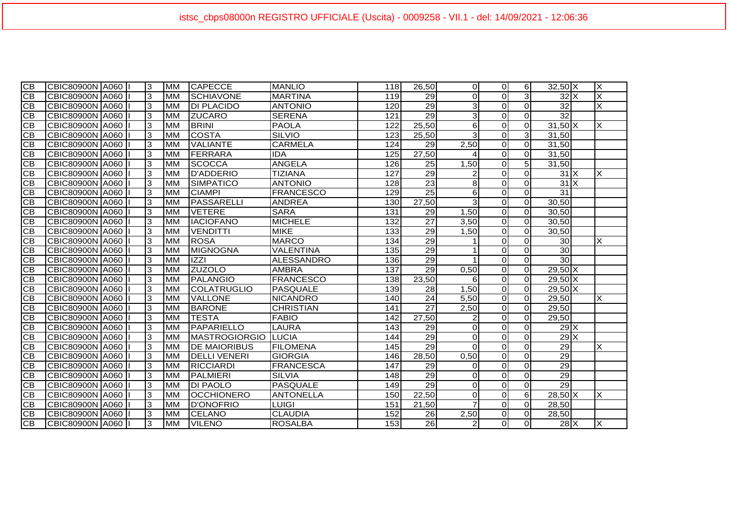istsc_cbps08000n REGISTRO UFFICIALE (Uscita) - 0009258 - VII.1 - del: 14/09/2021 - 12:06:36

| | | | | | | | | | | | | | | | |
|---|---|---|---|---|---|---|---|---|---|---|---|---|---|---|---|
| CB | CBIC80900N | A060 | I | 3 | MM | CAPECCE | MANLIO | 118 | 26,50 | 0 | 0 | 6 | 32,50 | X | X |
| CB | CBIC80900N | A060 | I | 3 | MM | SCHIAVONE | MARTINA | 119 | 29 | 0 | 0 | 3 | 32 | X | X |
| CB | CBIC80900N | A060 | I | 3 | MM | DI PLACIDO | ANTONIO | 120 | 29 | 3 | 0 | 0 | 32 | | X |
| CB | CBIC80900N | A060 | I | 3 | MM | ZUCARO | SERENA | 121 | 29 | 3 | 0 | 0 | 32 | | |
| CB | CBIC80900N | A060 | I | 3 | MM | BRINI | PAOLA | 122 | 25,50 | 6 | 0 | 0 | 31,50 | X | X |
| CB | CBIC80900N | A060 | I | 3 | MM | COSTA | SILVIO | 123 | 25,50 | 3 | 0 | 3 | 31,50 | | |
| CB | CBIC80900N | A060 | I | 3 | MM | VALIANTE | CARMELA | 124 | 29 | 2,50 | 0 | 0 | 31,50 | | |
| CB | CBIC80900N | A060 | I | 3 | MM | FERRARA | IDA | 125 | 27,50 | 4 | 0 | 0 | 31,50 | | |
| CB | CBIC80900N | A060 | I | 3 | MM | SCOCCA | ANGELA | 126 | 25 | 1,50 | 0 | 5 | 31,50 | | |
| CB | CBIC80900N | A060 | I | 3 | MM | D'ADDERIO | TIZIANA | 127 | 29 | 2 | 0 | 0 | 31 | X | X |
| CB | CBIC80900N | A060 | I | 3 | MM | SIMPATICO | ANTONIO | 128 | 23 | 8 | 0 | 0 | 31 | X | |
| CB | CBIC80900N | A060 | I | 3 | MM | CIAMPI | FRANCESCO | 129 | 25 | 6 | 0 | 0 | 31 | | |
| CB | CBIC80900N | A060 | I | 3 | MM | PASSARELLI | ANDREA | 130 | 27,50 | 3 | 0 | 0 | 30,50 | | |
| CB | CBIC80900N | A060 | I | 3 | MM | VETERE | SARA | 131 | 29 | 1,50 | 0 | 0 | 30,50 | | |
| CB | CBIC80900N | A060 | I | 3 | MM | IACIOFANO | MICHELE | 132 | 27 | 3,50 | 0 | 0 | 30,50 | | |
| CB | CBIC80900N | A060 | I | 3 | MM | VENDITTI | MIKE | 133 | 29 | 1,50 | 0 | 0 | 30,50 | | |
| CB | CBIC80900N | A060 | I | 3 | MM | ROSA | MARCO | 134 | 29 | 1 | 0 | 0 | 30 | | X |
| CB | CBIC80900N | A060 | I | 3 | MM | MIGNOGNA | VALENTINA | 135 | 29 | 1 | 0 | 0 | 30 | | |
| CB | CBIC80900N | A060 | I | 3 | MM | IZZI | ALESSANDRO | 136 | 29 | 1 | 0 | 0 | 30 | | |
| CB | CBIC80900N | A060 | I | 3 | MM | ZUZOLO | AMBRA | 137 | 29 | 0,50 | 0 | 0 | 29,50 | X | |
| CB | CBIC80900N | A060 | I | 3 | MM | PALANGIO | FRANCESCO | 138 | 23,50 | 6 | 0 | 0 | 29,50 | X | |
| CB | CBIC80900N | A060 | I | 3 | MM | COLATRUGLIO | PASQUALE | 139 | 28 | 1,50 | 0 | 0 | 29,50 | X | |
| CB | CBIC80900N | A060 | I | 3 | MM | VALLONE | NICANDRO | 140 | 24 | 5,50 | 0 | 0 | 29,50 | | X |
| CB | CBIC80900N | A060 | I | 3 | MM | BARONE | CHRISTIAN | 141 | 27 | 2,50 | 0 | 0 | 29,50 | | |
| CB | CBIC80900N | A060 | I | 3 | MM | TESTA | FABIO | 142 | 27,50 | 2 | 0 | 0 | 29,50 | | |
| CB | CBIC80900N | A060 | I | 3 | MM | PAPARIELLO | LAURA | 143 | 29 | 0 | 0 | 0 | 29 | X | |
| CB | CBIC80900N | A060 | I | 3 | MM | MASTROGIORGIO | LUCIA | 144 | 29 | 0 | 0 | 0 | 29 | X | |
| CB | CBIC80900N | A060 | I | 3 | MM | DE MAIORIBUS | FILOMENA | 145 | 29 | 0 | 0 | 0 | 29 | | X |
| CB | CBIC80900N | A060 | I | 3 | MM | DELLI VENERI | GIORGIA | 146 | 28,50 | 0,50 | 0 | 0 | 29 | | |
| CB | CBIC80900N | A060 | I | 3 | MM | RICCIARDI | FRANCESCA | 147 | 29 | 0 | 0 | 0 | 29 | | |
| CB | CBIC80900N | A060 | I | 3 | MM | PALMIERI | SILVIA | 148 | 29 | 0 | 0 | 0 | 29 | | |
| CB | CBIC80900N | A060 | I | 3 | MM | DI PAOLO | PASQUALE | 149 | 29 | 0 | 0 | 0 | 29 | | |
| CB | CBIC80900N | A060 | I | 3 | MM | OCCHIONERO | ANTONELLA | 150 | 22,50 | 0 | 0 | 6 | 28,50 | X | X |
| CB | CBIC80900N | A060 | I | 3 | MM | D'ONOFRIO | LUIGI | 151 | 21,50 | 7 | 0 | 0 | 28,50 | | |
| CB | CBIC80900N | A060 | I | 3 | MM | CELANO | CLAUDIA | 152 | 26 | 2,50 | 0 | 0 | 28,50 | | |
| CB | CBIC80900N | A060 | I | 3 | MM | VILENO | ROSALBA | 153 | 26 | 2 | 0 | 0 | 28 | X | X |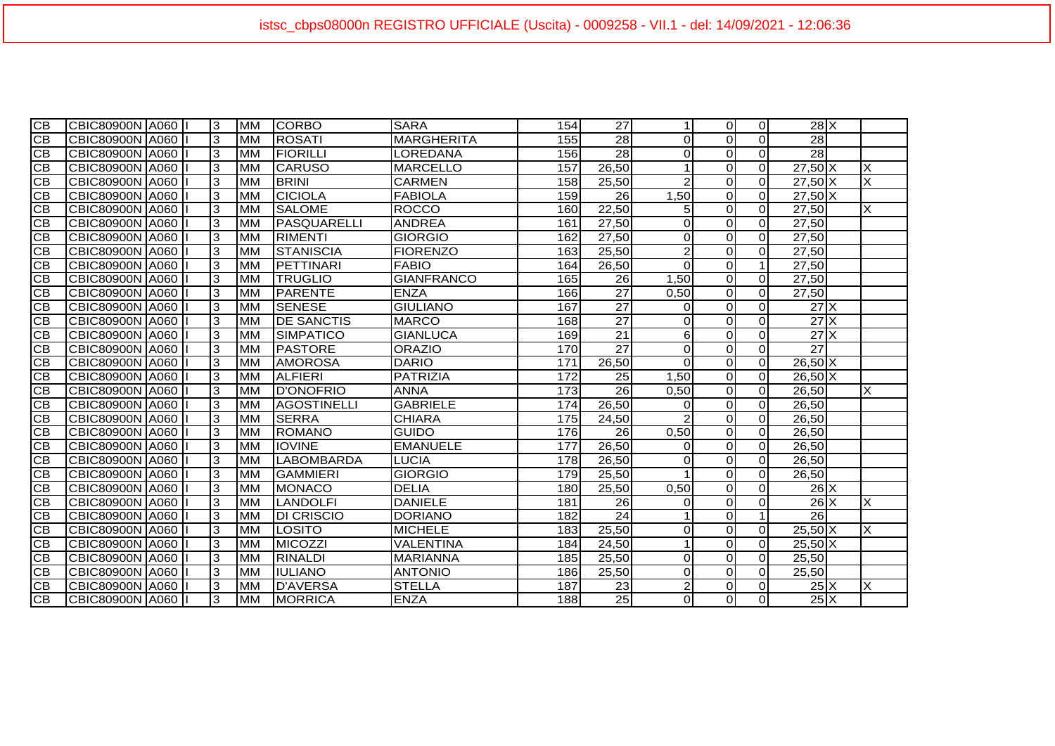istsc_cbps08000n REGISTRO UFFICIALE (Uscita) - 0009258 - VII.1 - del: 14/09/2021 - 12:06:36

| | | | | | | | | | | | | | | | |
|---|---|---|---|---|---|---|---|---|---|---|---|---|---|---|---|
| CB | CBIC80900N | A060 | I | 3 | MM | CORBO | SARA | 154 | 27 | 1 | 0 | 0 | 28 | X | |
| CB | CBIC80900N | A060 | I | 3 | MM | ROSATI | MARGHERITA | 155 | 28 | 0 | 0 | 0 | 28 | | |
| CB | CBIC80900N | A060 | I | 3 | MM | FIORILLI | LOREDANA | 156 | 28 | 0 | 0 | 0 | 28 | | |
| CB | CBIC80900N | A060 | I | 3 | MM | CARUSO | MARCELLO | 157 | 26,50 | 1 | 0 | 0 | 27,50 | X | X |
| CB | CBIC80900N | A060 | I | 3 | MM | BRINI | CARMEN | 158 | 25,50 | 2 | 0 | 0 | 27,50 | X | X |
| CB | CBIC80900N | A060 | I | 3 | MM | CICIOLA | FABIOLA | 159 | 26 | 1,50 | 0 | 0 | 27,50 | X | |
| CB | CBIC80900N | A060 | I | 3 | MM | SALOME | ROCCO | 160 | 22,50 | 5 | 0 | 0 | 27,50 | | X |
| CB | CBIC80900N | A060 | I | 3 | MM | PASQUARELLI | ANDREA | 161 | 27,50 | 0 | 0 | 0 | 27,50 | | |
| CB | CBIC80900N | A060 | I | 3 | MM | RIMENTI | GIORGIO | 162 | 27,50 | 0 | 0 | 0 | 27,50 | | |
| CB | CBIC80900N | A060 | I | 3 | MM | STANISCIA | FIORENZO | 163 | 25,50 | 2 | 0 | 0 | 27,50 | | |
| CB | CBIC80900N | A060 | I | 3 | MM | PETTINARI | FABIO | 164 | 26,50 | 0 | 0 | 1 | 27,50 | | |
| CB | CBIC80900N | A060 | I | 3 | MM | TRUGLIO | GIANFRANCO | 165 | 26 | 1,50 | 0 | 0 | 27,50 | | |
| CB | CBIC80900N | A060 | I | 3 | MM | PARENTE | ENZA | 166 | 27 | 0,50 | 0 | 0 | 27,50 | | |
| CB | CBIC80900N | A060 | I | 3 | MM | SENESE | GIULIANO | 167 | 27 | 0 | 0 | 0 | 27 | X | |
| CB | CBIC80900N | A060 | I | 3 | MM | DE SANCTIS | MARCO | 168 | 27 | 0 | 0 | 0 | 27 | X | |
| CB | CBIC80900N | A060 | I | 3 | MM | SIMPATICO | GIANLUCA | 169 | 21 | 6 | 0 | 0 | 27 | X | |
| CB | CBIC80900N | A060 | I | 3 | MM | PASTORE | ORAZIO | 170 | 27 | 0 | 0 | 0 | 27 | | |
| CB | CBIC80900N | A060 | I | 3 | MM | AMOROSA | DARIO | 171 | 26,50 | 0 | 0 | 0 | 26,50 | X | |
| CB | CBIC80900N | A060 | I | 3 | MM | ALFIERI | PATRIZIA | 172 | 25 | 1,50 | 0 | 0 | 26,50 | X | |
| CB | CBIC80900N | A060 | I | 3 | MM | D'ONOFRIO | ANNA | 173 | 26 | 0,50 | 0 | 0 | 26,50 | | X |
| CB | CBIC80900N | A060 | I | 3 | MM | AGOSTINELLI | GABRIELE | 174 | 26,50 | 0 | 0 | 0 | 26,50 | | |
| CB | CBIC80900N | A060 | I | 3 | MM | SERRA | CHIARA | 175 | 24,50 | 2 | 0 | 0 | 26,50 | | |
| CB | CBIC80900N | A060 | I | 3 | MM | ROMANO | GUIDO | 176 | 26 | 0,50 | 0 | 0 | 26,50 | | |
| CB | CBIC80900N | A060 | I | 3 | MM | IOVINE | EMANUELE | 177 | 26,50 | 0 | 0 | 0 | 26,50 | | |
| CB | CBIC80900N | A060 | I | 3 | MM | LABOMBARDA | LUCIA | 178 | 26,50 | 0 | 0 | 0 | 26,50 | | |
| CB | CBIC80900N | A060 | I | 3 | MM | GAMMIERI | GIORGIO | 179 | 25,50 | 1 | 0 | 0 | 26,50 | | |
| CB | CBIC80900N | A060 | I | 3 | MM | MONACO | DELIA | 180 | 25,50 | 0,50 | 0 | 0 | 26 | X | |
| CB | CBIC80900N | A060 | I | 3 | MM | LANDOLFI | DANIELE | 181 | 26 | 0 | 0 | 0 | 26 | X | X |
| CB | CBIC80900N | A060 | I | 3 | MM | DI CRISCIO | DORIANO | 182 | 24 | 1 | 0 | 1 | 26 | | |
| CB | CBIC80900N | A060 | I | 3 | MM | LOSITO | MICHELE | 183 | 25,50 | 0 | 0 | 0 | 25,50 | X | X |
| CB | CBIC80900N | A060 | I | 3 | MM | MICOZZI | VALENTINA | 184 | 24,50 | 1 | 0 | 0 | 25,50 | X | |
| CB | CBIC80900N | A060 | I | 3 | MM | RINALDI | MARIANNA | 185 | 25,50 | 0 | 0 | 0 | 25,50 | | |
| CB | CBIC80900N | A060 | I | 3 | MM | IULIANO | ANTONIO | 186 | 25,50 | 0 | 0 | 0 | 25,50 | | |
| CB | CBIC80900N | A060 | I | 3 | MM | D'AVERSA | STELLA | 187 | 23 | 2 | 0 | 0 | 25 | X | X |
| CB | CBIC80900N | A060 | I | 3 | MM | MORRICA | ENZA | 188 | 25 | 0 | 0 | 0 | 25 | X | |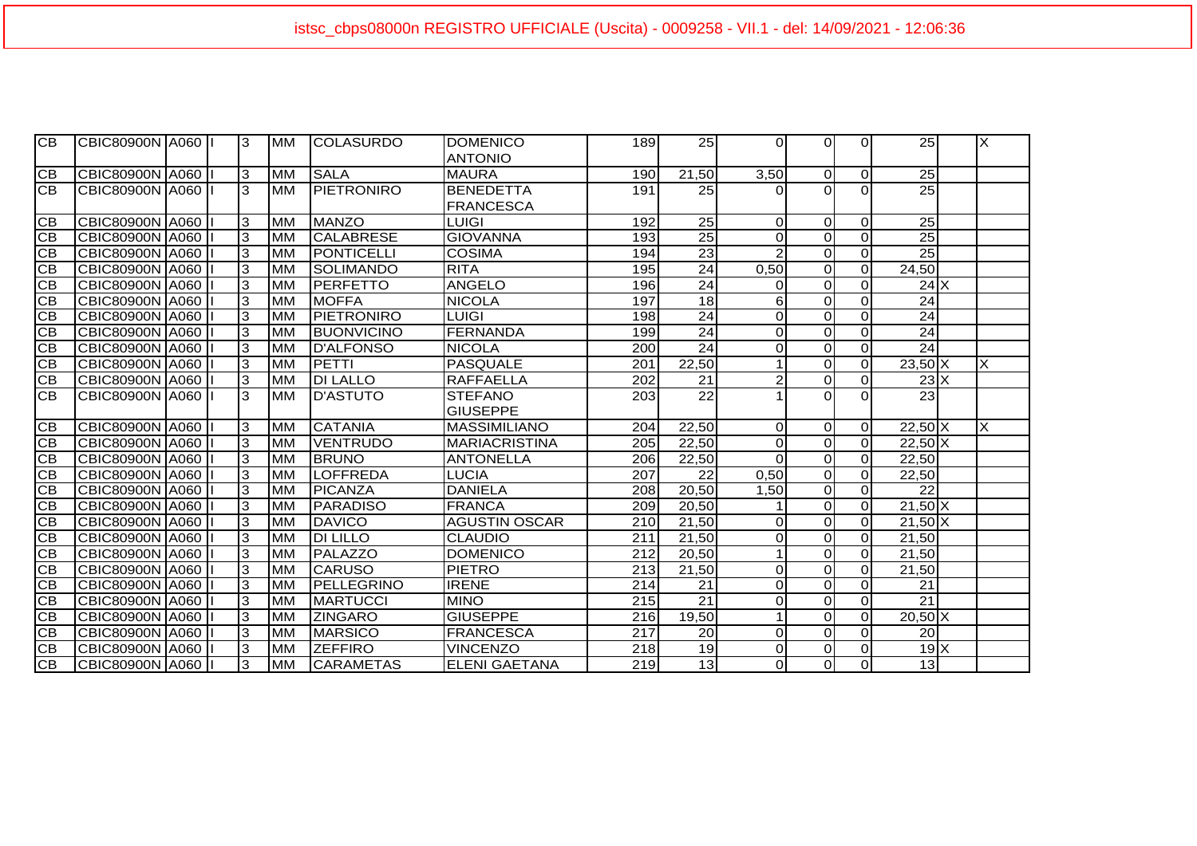| | | | | | | | | | | | | | | | |
|---|---|---|---|---|---|---|---|---|---|---|---|---|---|---|---|
| CB | CBIC80900N | A060 | I | 3 | MM | COLASURDO | DOMENICO ANTONIO | 189 | 25 | 0 | 0 | 0 | 25 | | X |
| CB | CBIC80900N | A060 | I | 3 | MM | SALA | MAURA | 190 | 21,50 | 3,50 | 0 | 0 | 25 | | |
| CB | CBIC80900N | A060 | I | 3 | MM | PIETRONIRO | BENEDETTA FRANCESCA | 191 | 25 | 0 | 0 | 0 | 25 | | |
| CB | CBIC80900N | A060 | I | 3 | MM | MANZO | LUIGI | 192 | 25 | 0 | 0 | 0 | 25 | | |
| CB | CBIC80900N | A060 | I | 3 | MM | CALABRESE | GIOVANNA | 193 | 25 | 0 | 0 | 0 | 25 | | |
| CB | CBIC80900N | A060 | I | 3 | MM | PONTICELLI | COSIMA | 194 | 23 | 2 | 0 | 0 | 25 | | |
| CB | CBIC80900N | A060 | I | 3 | MM | SOLIMANDO | RITA | 195 | 24 | 0,50 | 0 | 0 | 24,50 | | |
| CB | CBIC80900N | A060 | I | 3 | MM | PERFETTO | ANGELO | 196 | 24 | 0 | 0 | 0 | 24 | X | |
| CB | CBIC80900N | A060 | I | 3 | MM | MOFFA | NICOLA | 197 | 18 | 6 | 0 | 0 | 24 | | |
| CB | CBIC80900N | A060 | I | 3 | MM | PIETRONIRO | LUIGI | 198 | 24 | 0 | 0 | 0 | 24 | | |
| CB | CBIC80900N | A060 | I | 3 | MM | BUONVICINO | FERNANDA | 199 | 24 | 0 | 0 | 0 | 24 | | |
| CB | CBIC80900N | A060 | I | 3 | MM | D'ALFONSO | NICOLA | 200 | 24 | 0 | 0 | 0 | 24 | | |
| CB | CBIC80900N | A060 | I | 3 | MM | PETTI | PASQUALE | 201 | 22,50 | 1 | 0 | 0 | 23,50 | X | X |
| CB | CBIC80900N | A060 | I | 3 | MM | DI LALLO | RAFFAELLA | 202 | 21 | 2 | 0 | 0 | 23 | X | |
| CB | CBIC80900N | A060 | I | 3 | MM | D'ASTUTO | STEFANO GIUSEPPE | 203 | 22 | 1 | 0 | 0 | 23 | | |
| CB | CBIC80900N | A060 | I | 3 | MM | CATANIA | MASSIMILIANO | 204 | 22,50 | 0 | 0 | 0 | 22,50 | X | X |
| CB | CBIC80900N | A060 | I | 3 | MM | VENTRUDO | MARIACRISTINA | 205 | 22,50 | 0 | 0 | 0 | 22,50 | X | |
| CB | CBIC80900N | A060 | I | 3 | MM | BRUNO | ANTONELLA | 206 | 22,50 | 0 | 0 | 0 | 22,50 | | |
| CB | CBIC80900N | A060 | I | 3 | MM | LOFFREDA | LUCIA | 207 | 22 | 0,50 | 0 | 0 | 22,50 | | |
| CB | CBIC80900N | A060 | I | 3 | MM | PICANZA | DANIELA | 208 | 20,50 | 1,50 | 0 | 0 | 22 | | |
| CB | CBIC80900N | A060 | I | 3 | MM | PARADISO | FRANCA | 209 | 20,50 | 1 | 0 | 0 | 21,50 | X | |
| CB | CBIC80900N | A060 | I | 3 | MM | DAVICO | AGUSTIN OSCAR | 210 | 21,50 | 0 | 0 | 0 | 21,50 | X | |
| CB | CBIC80900N | A060 | I | 3 | MM | DI LILLO | CLAUDIO | 211 | 21,50 | 0 | 0 | 0 | 21,50 | | |
| CB | CBIC80900N | A060 | I | 3 | MM | PALAZZO | DOMENICO | 212 | 20,50 | 1 | 0 | 0 | 21,50 | | |
| CB | CBIC80900N | A060 | I | 3 | MM | CARUSO | PIETRO | 213 | 21,50 | 0 | 0 | 0 | 21,50 | | |
| CB | CBIC80900N | A060 | I | 3 | MM | PELLEGRINO | IRENE | 214 | 21 | 0 | 0 | 0 | 21 | | |
| CB | CBIC80900N | A060 | I | 3 | MM | MARTUCCI | MINO | 215 | 21 | 0 | 0 | 0 | 21 | | |
| CB | CBIC80900N | A060 | I | 3 | MM | ZINGARO | GIUSEPPE | 216 | 19,50 | 1 | 0 | 0 | 20,50 | X | |
| CB | CBIC80900N | A060 | I | 3 | MM | MARSICO | FRANCESCA | 217 | 20 | 0 | 0 | 0 | 20 | | |
| CB | CBIC80900N | A060 | I | 3 | MM | ZEFFIRO | VINCENZO | 218 | 19 | 0 | 0 | 0 | 19 | X | |
| CB | CBIC80900N | A060 | I | 3 | MM | CARAMETAS | ELENI GAETANA | 219 | 13 | 0 | 0 | 0 | 13 | | |